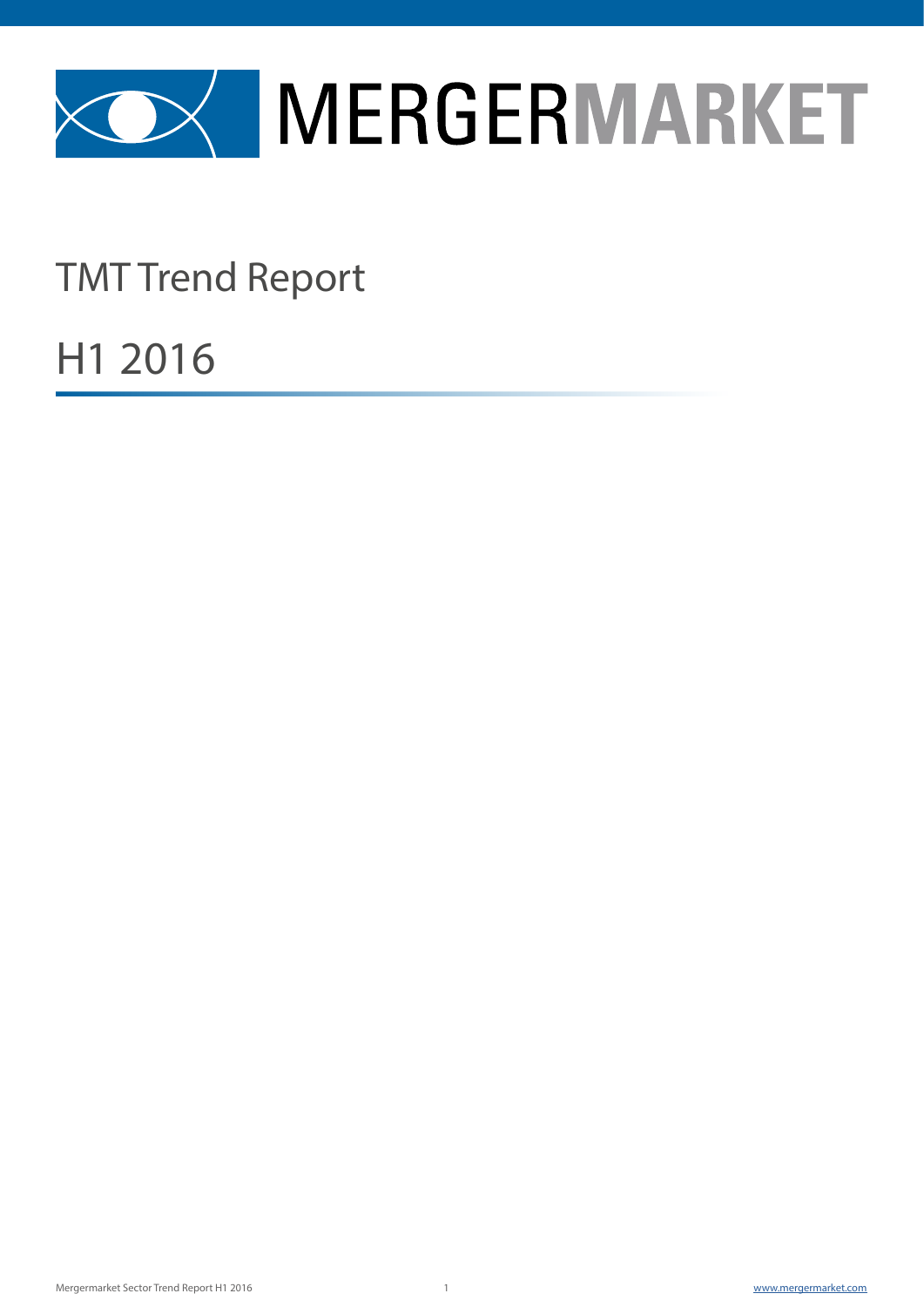# MERGERMARKET

## TMT Trend Report

## H1 2016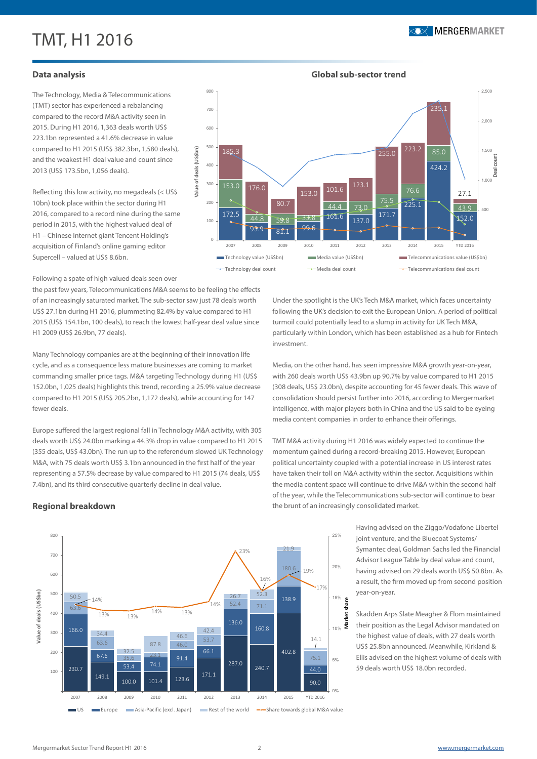# TMT, H1 2016

## Data analysis

The Technology, Media & Telecommunications (TMT) sector has experienced a rebalancing compared to the record M&A activity seen in 2015. During H1 2016, 1,363 deals worth US$ 223.1bn represented a 41.6% decrease in value compared to H1 2015 (US$ 382.3bn, 1,580 deals), and the weakest H1 deal value and count since 2013 (US$ 173.5bn, 1,056 deals).

Reflecting this low activity, no megadeals (< US$ 10bn) took place within the sector during H1 2016, compared to a record nine during the same period in 2015, with the highest valued deal of H1 – Chinese Internet giant Tencent Holding's acquisition of Finland's online gaming editor Supercell – valued at US$ 8.6bn.

Following a spate of high valued deals seen over the past few years, Telecommunications M&A seems to be feeling the effects of an increasingly saturated market. The sub-sector saw just 78 deals worth US$ 27.1bn during H1 2016, plummeting 82.4% by value compared to H1 2015 (US$ 154.1bn, 100 deals), to reach the lowest half-year deal value since H1 2009 (US$ 26.9bn, 77 deals).

Many Technology companies are at the beginning of their innovation life cycle, and as a consequence less mature businesses are coming to market commanding smaller price tags. M&A targeting Technology during H1 (US$ 152.0bn, 1,025 deals) highlights this trend, recording a 25.9% value decrease compared to H1 2015 (US$ 205.2bn, 1,172 deals), while accounting for 147 fewer deals.

Europe suffered the largest regional fall in Technology M&A activity, with 305 deals worth US$ 24.0bn marking a 44.3% drop in value compared to H1 2015 (355 deals, US$ 43.0bn). The run up to the referendum slowed UK Technology M&A, with 75 deals worth US$ 3.1bn announced in the first half of the year representing a 57.5% decrease by value compared to H1 2015 (74 deals, US$ 7.4bn), and its third consecutive quarterly decline in deal value.

## Global sub-sector trend

| Year | Technology value (US$bn) | Media value (US$bn) | Telecommunications value (US$bn) |
|---|---|---|---|
| 2007 | 172.5 | 153.0 | 185.3 |
| 2008 | 93.9 | 44.8 | 176.0 |
| 2009 | 81.1 | 59.8 | 80.7 |
| 2010 | 99.6 | 33.8 | 153.0 |
| 2011 | 161.6 | 44.4 | 101.6 |
| 2012 | 137.0 | 73.0 | 123.1 |
| 2013 | 171.7 | 75.5 | 255.0 |
| 2014 | 225.1 | 76.6 | 223.2 |
| 2015 | 424.2 | 85.0 | 235.1 |
| YTD 2016 | 152.0 | 43.9 | 27.1 |

Technology value (US$bn) · Media value (US$bn) · Telecommunications value (US$bn) · Technology deal count · Media deal count · Telecommunications deal count

Under the spotlight is the UK's Tech M&A market, which faces uncertainty following the UK's decision to exit the European Union. A period of political turmoil could potentially lead to a slump in activity for UK Tech M&A, particularly within London, which has been established as a hub for Fintech investment.

Media, on the other hand, has seen impressive M&A growth year-on-year, with 260 deals worth US$ 43.9bn up 90.7% by value compared to H1 2015 (308 deals, US$ 23.0bn), despite accounting for 45 fewer deals. This wave of consolidation should persist further into 2016, according to Mergermarket intelligence, with major players both in China and the US said to be eyeing media content companies in order to enhance their offerings.

TMT M&A activity during H1 2016 was widely expected to continue the momentum gained during a record-breaking 2015. However, European political uncertainty coupled with a potential increase in US interest rates have taken their toll on M&A activity within the sector. Acquisitions within the media content space will continue to drive M&A within the second half of the year, while the Telecommunications sub-sector will continue to bear the brunt of an increasingly consolidated market.

## Regional breakdown

| Year | US | Europe | Asia-Pacific (excl. Japan) | Rest of the world | Share towards global M&A value |
|---|---|---|---|---|---|
| 2007 | 230.7 | 166.0 | 63.6 | 50.5 | 14% |
| 2008 | 149.1 | 67.6 | 63.6 | 34.4 | 13% |
| 2009 | 100.0 | 53.4 | 35.6 | 32.5 | 13% |
| 2010 | 101.4 | 74.1 | 23.1 | 87.8 | 14% |
| 2011 | 123.6 | 91.4 | 46.0 | 46.6 | 13% |
| 2012 | 171.1 | 66.1 | 53.7 | 42.4 | 14% |
| 2013 | 287.0 | 136.0 | 52.4 | 26.7 | 23% |
| 2014 | 240.7 | 160.8 | 71.1 | 52.3 | 16% |
| 2015 | 402.8 | 138.9 | 180.6 | 21.9 | 19% |
| YTD 2016 | 90.0 | 44.0 | 75.1 | 14.1 | 17% |

Having advised on the Ziggo/Vodafone Libertel joint venture, and the Bluecoat Systems/Symantec deal, Goldman Sachs led the Financial Advisor League Table by deal value and count, having advised on 29 deals worth US$ 50.8bn. As a result, the firm moved up from second position year-on-year.

Skadden Arps Slate Meagher & Flom maintained their position as the Legal Advisor mandated on the highest value of deals, with 27 deals worth US$ 25.8bn announced. Meanwhile, Kirkland & Ellis advised on the highest volume of deals with 59 deals worth US$ 18.0bn recorded.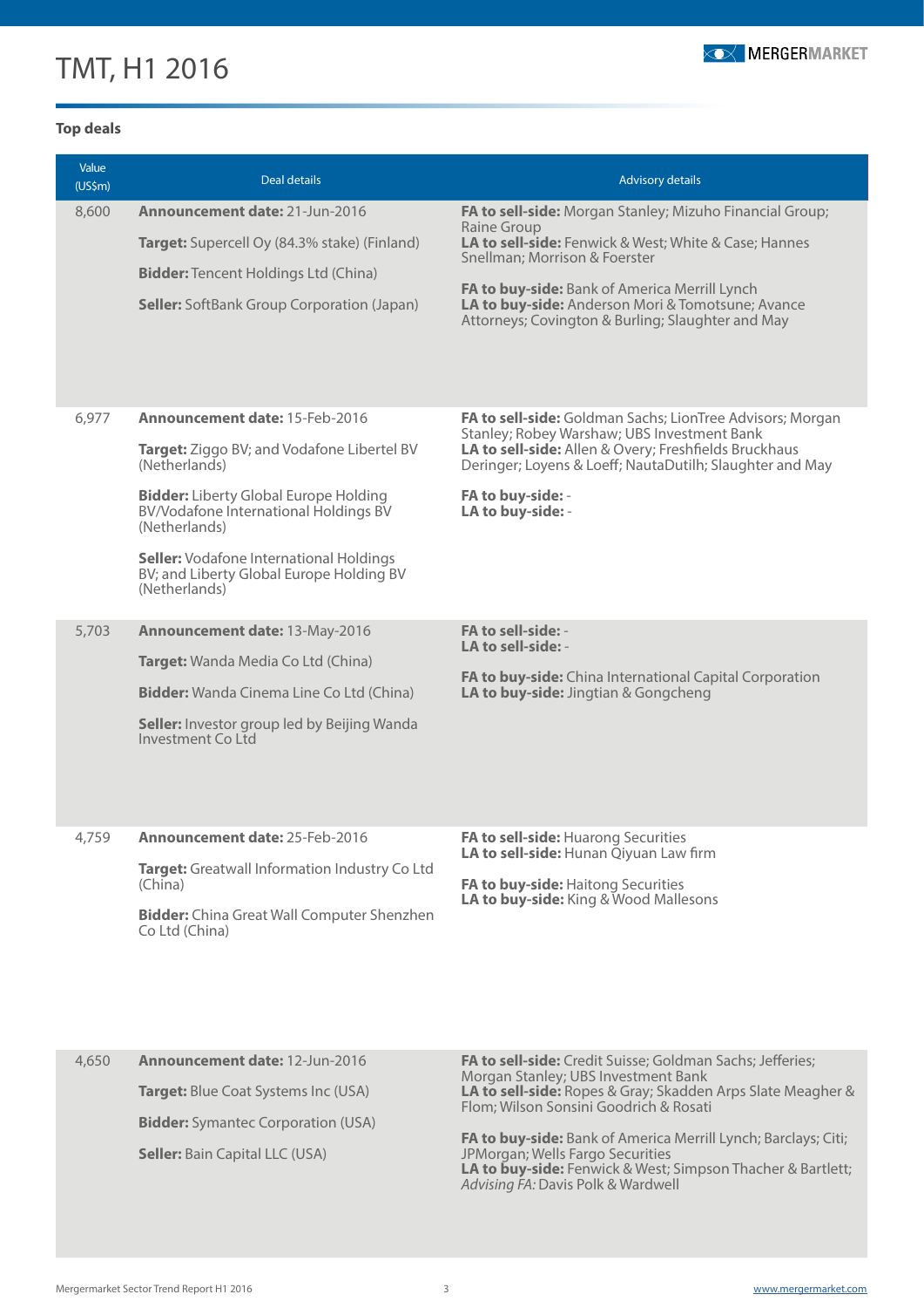# TMT, H1 2016

### Top deals

| Value (US$m) | Deal details | Advisory details |
|---|---|---|
| 8,600 | **Announcement date:** 21-Jun-2016<br><br>**Target:** Supercell Oy (84.3% stake) (Finland)<br><br>**Bidder:** Tencent Holdings Ltd (China)<br><br>**Seller:** SoftBank Group Corporation (Japan) | **FA to sell-side:** Morgan Stanley; Mizuho Financial Group; Raine Group<br>**LA to sell-side:** Fenwick & West; White & Case; Hannes Snellman; Morrison & Foerster<br><br>**FA to buy-side:** Bank of America Merrill Lynch<br>**LA to buy-side:** Anderson Mori & Tomotsune; Avance Attorneys; Covington & Burling; Slaughter and May |
| 6,977 | **Announcement date:** 15-Feb-2016<br><br>**Target:** Ziggo BV; and Vodafone Libertel BV (Netherlands)<br><br>**Bidder:** Liberty Global Europe Holding BV/Vodafone International Holdings BV (Netherlands)<br><br>**Seller:** Vodafone International Holdings BV; and Liberty Global Europe Holding BV (Netherlands) | **FA to sell-side:** Goldman Sachs; LionTree Advisors; Morgan Stanley; Robey Warshaw; UBS Investment Bank<br>**LA to sell-side:** Allen & Overy; Freshfields Bruckhaus Deringer; Loyens & Loeff; NautaDutilh; Slaughter and May<br><br>**FA to buy-side:** -<br>**LA to buy-side:** - |
| 5,703 | **Announcement date:** 13-May-2016<br><br>**Target:** Wanda Media Co Ltd (China)<br><br>**Bidder:** Wanda Cinema Line Co Ltd (China)<br><br>**Seller:** Investor group led by Beijing Wanda Investment Co Ltd | **FA to sell-side:** -<br>**LA to sell-side:** -<br><br>**FA to buy-side:** China International Capital Corporation<br>**LA to buy-side:** Jingtian & Gongcheng |
| 4,759 | **Announcement date:** 25-Feb-2016<br><br>**Target:** Greatwall Information Industry Co Ltd (China)<br><br>**Bidder:** China Great Wall Computer Shenzhen Co Ltd (China) | **FA to sell-side:** Huarong Securities<br>**LA to sell-side:** Hunan Qiyuan Law firm<br><br>**FA to buy-side:** Haitong Securities<br>**LA to buy-side:** King & Wood Mallesons |
| 4,650 | **Announcement date:** 12-Jun-2016<br><br>**Target:** Blue Coat Systems Inc (USA)<br><br>**Bidder:** Symantec Corporation (USA)<br><br>**Seller:** Bain Capital LLC (USA) | **FA to sell-side:** Credit Suisse; Goldman Sachs; Jefferies; Morgan Stanley; UBS Investment Bank<br>**LA to sell-side:** Ropes & Gray; Skadden Arps Slate Meagher & Flom; Wilson Sonsini Goodrich & Rosati<br><br>**FA to buy-side:** Bank of America Merrill Lynch; Barclays; Citi; JPMorgan; Wells Fargo Securities<br>**LA to buy-side:** Fenwick & West; Simpson Thacher & Bartlett; *Advising FA:* Davis Polk & Wardwell |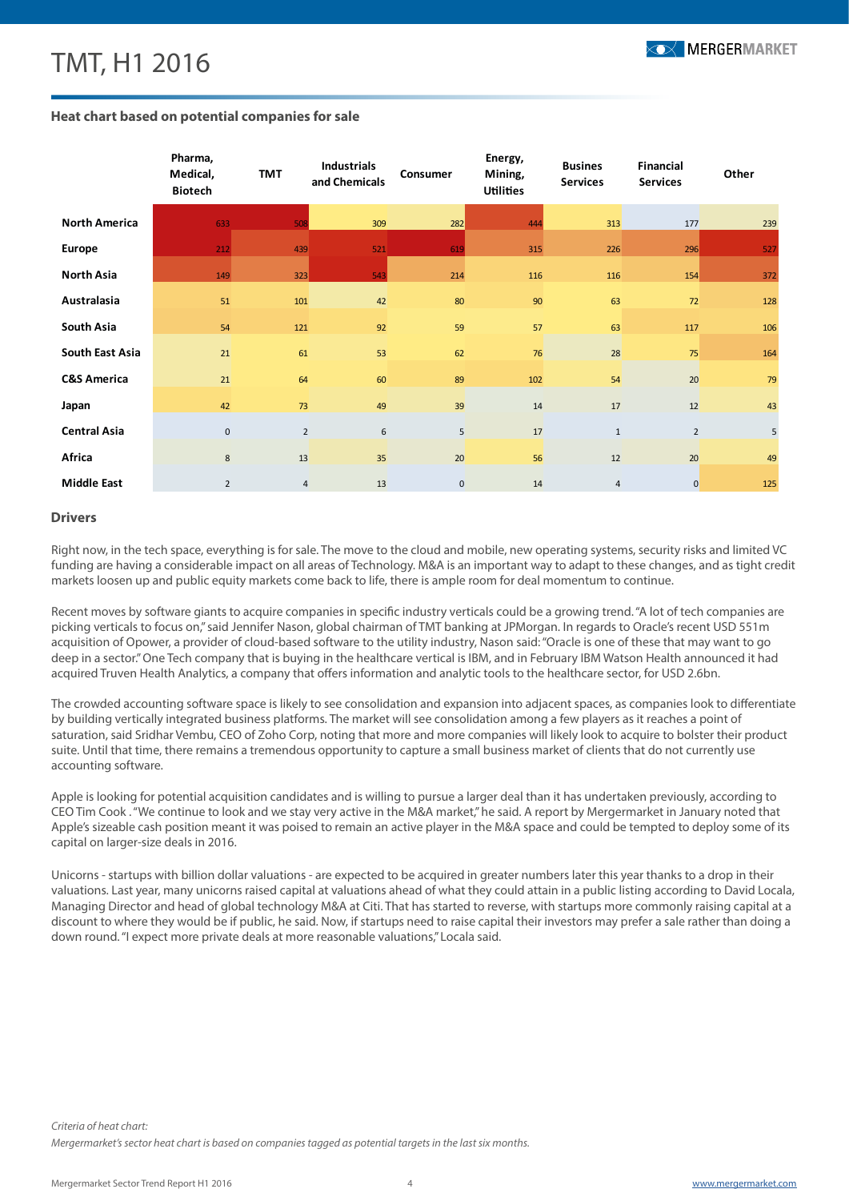# TMT, H1 2016

### Heat chart based on potential companies for sale

| | Pharma, Medical, Biotech | TMT | Industrials and Chemicals | Consumer | Energy, Mining, Utilities | Busines Services | Financial Services | Other |
|---|---|---|---|---|---|---|---|---|
| **North America** | 633 | 508 | 309 | 282 | 444 | 313 | 177 | 239 |
| **Europe** | 212 | 439 | 521 | 619 | 315 | 226 | 296 | 527 |
| **North Asia** | 149 | 323 | 543 | 214 | 116 | 116 | 154 | 372 |
| **Australasia** | 51 | 101 | 42 | 80 | 90 | 63 | 72 | 128 |
| **South Asia** | 54 | 121 | 92 | 59 | 57 | 63 | 117 | 106 |
| **South East Asia** | 21 | 61 | 53 | 62 | 76 | 28 | 75 | 164 |
| **C&S America** | 21 | 64 | 60 | 89 | 102 | 54 | 20 | 79 |
| **Japan** | 42 | 73 | 49 | 39 | 14 | 17 | 12 | 43 |
| **Central Asia** | 0 | 2 | 6 | 5 | 17 | 1 | 2 | 5 |
| **Africa** | 8 | 13 | 35 | 20 | 56 | 12 | 20 | 49 |
| **Middle East** | 2 | 4 | 13 | 0 | 14 | 4 | 0 | 125 |

### Drivers

Right now, in the tech space, everything is for sale. The move to the cloud and mobile, new operating systems, security risks and limited VC funding are having a considerable impact on all areas of Technology. M&A is an important way to adapt to these changes, and as tight credit markets loosen up and public equity markets come back to life, there is ample room for deal momentum to continue.

Recent moves by software giants to acquire companies in specific industry verticals could be a growing trend. "A lot of tech companies are picking verticals to focus on," said Jennifer Nason, global chairman of TMT banking at JPMorgan. In regards to Oracle's recent USD 551m acquisition of Opower, a provider of cloud-based software to the utility industry, Nason said: "Oracle is one of these that may want to go deep in a sector." One Tech company that is buying in the healthcare vertical is IBM, and in February IBM Watson Health announced it had acquired Truven Health Analytics, a company that offers information and analytic tools to the healthcare sector, for USD 2.6bn.

The crowded accounting software space is likely to see consolidation and expansion into adjacent spaces, as companies look to differentiate by building vertically integrated business platforms. The market will see consolidation among a few players as it reaches a point of saturation, said Sridhar Vembu, CEO of Zoho Corp, noting that more and more companies will likely look to acquire to bolster their product suite. Until that time, there remains a tremendous opportunity to capture a small business market of clients that do not currently use accounting software.

Apple is looking for potential acquisition candidates and is willing to pursue a larger deal than it has undertaken previously, according to CEO Tim Cook . "We continue to look and we stay very active in the M&A market," he said. A report by Mergermarket in January noted that Apple's sizeable cash position meant it was poised to remain an active player in the M&A space and could be tempted to deploy some of its capital on larger-size deals in 2016.

Unicorns - startups with billion dollar valuations - are expected to be acquired in greater numbers later this year thanks to a drop in their valuations. Last year, many unicorns raised capital at valuations ahead of what they could attain in a public listing according to David Locala, Managing Director and head of global technology M&A at Citi. That has started to reverse, with startups more commonly raising capital at a discount to where they would be if public, he said. Now, if startups need to raise capital their investors may prefer a sale rather than doing a down round. "I expect more private deals at more reasonable valuations," Locala said.

*Criteria of heat chart:*

*Mergermarket's sector heat chart is based on companies tagged as potential targets in the last six months.*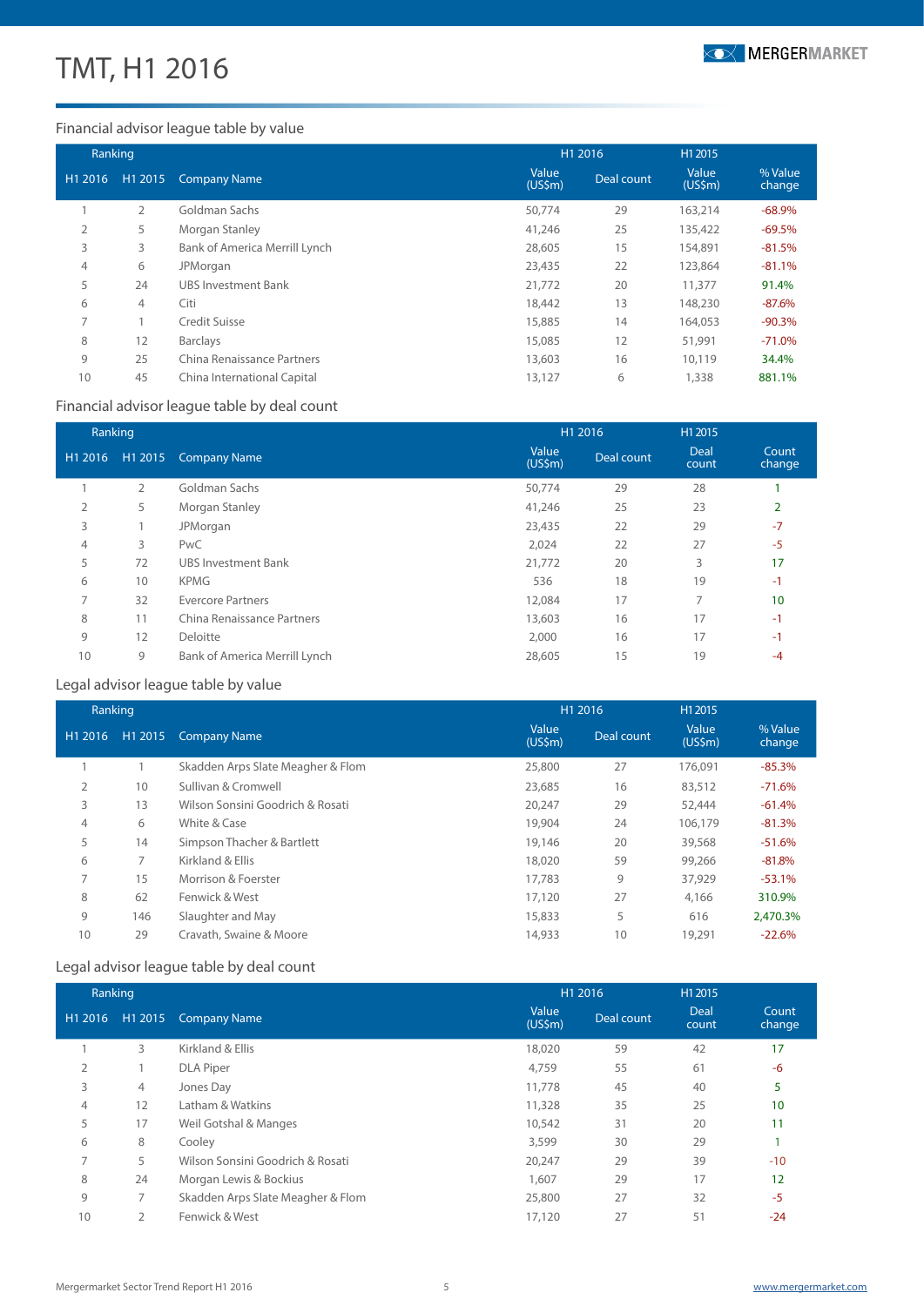# TMT, H1 2016

## Financial advisor league table by value

| Ranking | | | H1 2016 | | H1 2015 | |
|---|---|---|---|---|---|---|
| H1 2016 | H1 2015 | Company Name | Value (US$m) | Deal count | Value (US$m) | % Value change |
| 1 | 2 | Goldman Sachs | 50,774 | 29 | 163,214 | -68.9% |
| 2 | 5 | Morgan Stanley | 41,246 | 25 | 135,422 | -69.5% |
| 3 | 3 | Bank of America Merrill Lynch | 28,605 | 15 | 154,891 | -81.5% |
| 4 | 6 | JPMorgan | 23,435 | 22 | 123,864 | -81.1% |
| 5 | 24 | UBS Investment Bank | 21,772 | 20 | 11,377 | 91.4% |
| 6 | 4 | Citi | 18,442 | 13 | 148,230 | -87.6% |
| 7 | 1 | Credit Suisse | 15,885 | 14 | 164,053 | -90.3% |
| 8 | 12 | Barclays | 15,085 | 12 | 51,991 | -71.0% |
| 9 | 25 | China Renaissance Partners | 13,603 | 16 | 10,119 | 34.4% |
| 10 | 45 | China International Capital | 13,127 | 6 | 1,338 | 881.1% |

## Financial advisor league table by deal count

| Ranking | | | H1 2016 | | H1 2015 | |
|---|---|---|---|---|---|---|
| H1 2016 | H1 2015 | Company Name | Value (US$m) | Deal count | Deal count | Count change |
| 1 | 2 | Goldman Sachs | 50,774 | 29 | 28 | 1 |
| 2 | 5 | Morgan Stanley | 41,246 | 25 | 23 | 2 |
| 3 | 1 | JPMorgan | 23,435 | 22 | 29 | -7 |
| 4 | 3 | PwC | 2,024 | 22 | 27 | -5 |
| 5 | 72 | UBS Investment Bank | 21,772 | 20 | 3 | 17 |
| 6 | 10 | KPMG | 536 | 18 | 19 | -1 |
| 7 | 32 | Evercore Partners | 12,084 | 17 | 7 | 10 |
| 8 | 11 | China Renaissance Partners | 13,603 | 16 | 17 | -1 |
| 9 | 12 | Deloitte | 2,000 | 16 | 17 | -1 |
| 10 | 9 | Bank of America Merrill Lynch | 28,605 | 15 | 19 | -4 |

## Legal advisor league table by value

| Ranking | | | H1 2016 | | H1 2015 | |
|---|---|---|---|---|---|---|
| H1 2016 | H1 2015 | Company Name | Value (US$m) | Deal count | Value (US$m) | % Value change |
| 1 | 1 | Skadden Arps Slate Meagher & Flom | 25,800 | 27 | 176,091 | -85.3% |
| 2 | 10 | Sullivan & Cromwell | 23,685 | 16 | 83,512 | -71.6% |
| 3 | 13 | Wilson Sonsini Goodrich & Rosati | 20,247 | 29 | 52,444 | -61.4% |
| 4 | 6 | White & Case | 19,904 | 24 | 106,179 | -81.3% |
| 5 | 14 | Simpson Thacher & Bartlett | 19,146 | 20 | 39,568 | -51.6% |
| 6 | 7 | Kirkland & Ellis | 18,020 | 59 | 99,266 | -81.8% |
| 7 | 15 | Morrison & Foerster | 17,783 | 9 | 37,929 | -53.1% |
| 8 | 62 | Fenwick & West | 17,120 | 27 | 4,166 | 310.9% |
| 9 | 146 | Slaughter and May | 15,833 | 5 | 616 | 2,470.3% |
| 10 | 29 | Cravath, Swaine & Moore | 14,933 | 10 | 19,291 | -22.6% |

## Legal advisor league table by deal count

| Ranking | | | H1 2016 | | H1 2015 | |
|---|---|---|---|---|---|---|
| H1 2016 | H1 2015 | Company Name | Value (US$m) | Deal count | Deal count | Count change |
| 1 | 3 | Kirkland & Ellis | 18,020 | 59 | 42 | 17 |
| 2 | 1 | DLA Piper | 4,759 | 55 | 61 | -6 |
| 3 | 4 | Jones Day | 11,778 | 45 | 40 | 5 |
| 4 | 12 | Latham & Watkins | 11,328 | 35 | 25 | 10 |
| 5 | 17 | Weil Gotshal & Manges | 10,542 | 31 | 20 | 11 |
| 6 | 8 | Cooley | 3,599 | 30 | 29 | 1 |
| 7 | 5 | Wilson Sonsini Goodrich & Rosati | 20,247 | 29 | 39 | -10 |
| 8 | 24 | Morgan Lewis & Bockius | 1,607 | 29 | 17 | 12 |
| 9 | 7 | Skadden Arps Slate Meagher & Flom | 25,800 | 27 | 32 | -5 |
| 10 | 2 | Fenwick & West | 17,120 | 27 | 51 | -24 |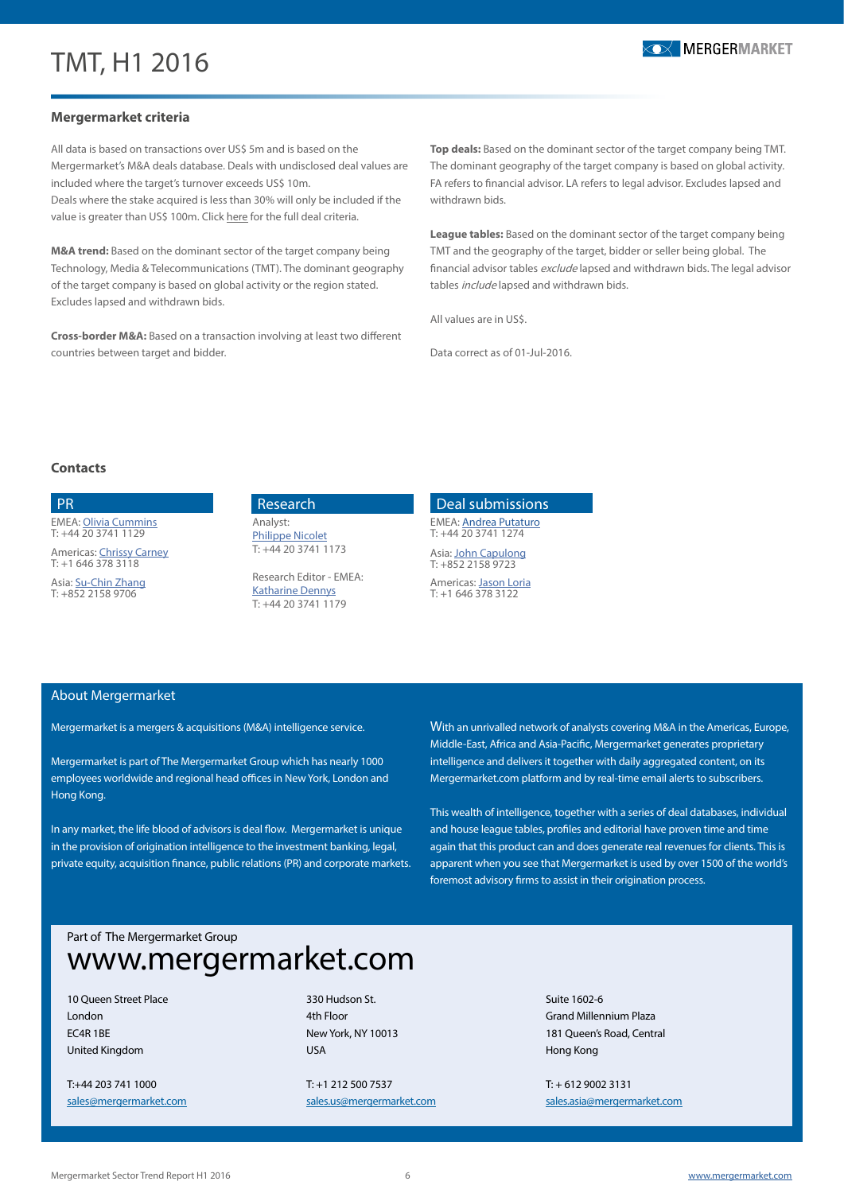# TMT, H1 2016

## Mergermarket criteria

All data is based on transactions over US$ 5m and is based on the Mergermarket's M&A deals database. Deals with undisclosed deal values are included where the target's turnover exceeds US$ 10m.
Deals where the stake acquired is less than 30% will only be included if the value is greater than US$ 100m. Click here for the full deal criteria.

**M&A trend:** Based on the dominant sector of the target company being Technology, Media & Telecommunications (TMT). The dominant geography of the target company is based on global activity or the region stated. Excludes lapsed and withdrawn bids.

**Cross-border M&A:** Based on a transaction involving at least two different countries between target and bidder.

**Top deals:** Based on the dominant sector of the target company being TMT. The dominant geography of the target company is based on global activity. FA refers to financial advisor. LA refers to legal advisor. Excludes lapsed and withdrawn bids.

**League tables:** Based on the dominant sector of the target company being TMT and the geography of the target, bidder or seller being global. The financial advisor tables *exclude* lapsed and withdrawn bids. The legal advisor tables *include* lapsed and withdrawn bids.

All values are in US$.

Data correct as of 01-Jul-2016.

## Contacts

### PR

EMEA: Olivia Cummins
T: +44 20 3741 1129

Americas: Chrissy Carney
T: +1 646 378 3118

Asia: Su-Chin Zhang
T: +852 2158 9706

### Research

Analyst:
Philippe Nicolet
T: +44 20 3741 1173

Research Editor - EMEA:
Katharine Dennys
T: +44 20 3741 1179

### Deal submissions

EMEA: Andrea Putaturo
T: +44 20 3741 1274

Asia: John Capulong
T: +852 2158 9723

Americas: Jason Loria
T: +1 646 378 3122

## About Mergermarket

Mergermarket is a mergers & acquisitions (M&A) intelligence service.

Mergermarket is part of The Mergermarket Group which has nearly 1000 employees worldwide and regional head offices in New York, London and Hong Kong.

In any market, the life blood of advisors is deal flow. Mergermarket is unique in the provision of origination intelligence to the investment banking, legal, private equity, acquisition finance, public relations (PR) and corporate markets.

With an unrivalled network of analysts covering M&A in the Americas, Europe, Middle-East, Africa and Asia-Pacific, Mergermarket generates proprietary intelligence and delivers it together with daily aggregated content, on its Mergermarket.com platform and by real-time email alerts to subscribers.

This wealth of intelligence, together with a series of deal databases, individual and house league tables, profiles and editorial have proven time and time again that this product can and does generate real revenues for clients. This is apparent when you see that Mergermarket is used by over 1500 of the world's foremost advisory firms to assist in their origination process.

Part of The Mergermarket Group

# www.mergermarket.com

10 Queen Street Place
London
EC4R 1BE
United Kingdom

T:+44 203 741 1000
sales@mergermarket.com

330 Hudson St.
4th Floor
New York, NY 10013
USA

T: +1 212 500 7537
sales.us@mergermarket.com

Suite 1602-6
Grand Millennium Plaza
181 Queen's Road, Central
Hong Kong

T: + 612 9002 3131
sales.asia@mergermarket.com